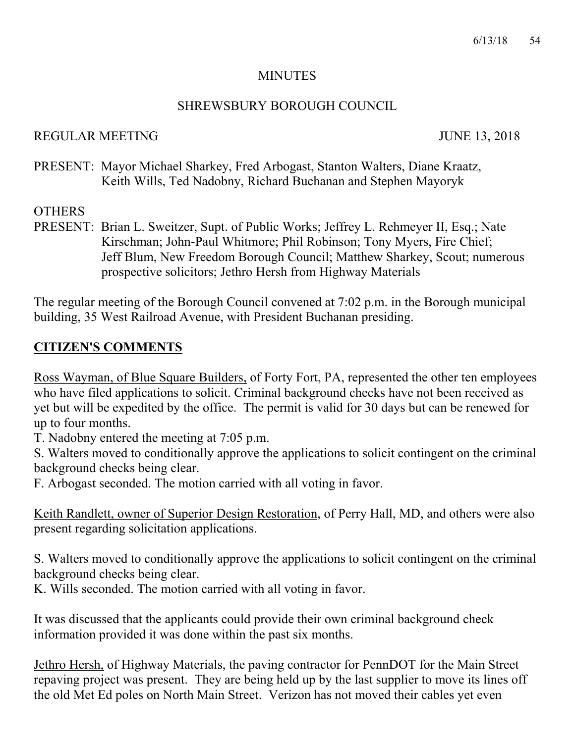MINUTES

SHREWSBURY BOROUGH COUNCIL

REGULAR MEETING JUNE 13, 2018

PRESENT: Mayor Michael Sharkey, Fred Arbogast, Stanton Walters, Diane Kraatz, Keith Wills, Ted Nadobny, Richard Buchanan and Stephen Mayoryk

OTHERS
PRESENT: Brian L. Sweitzer, Supt. of Public Works; Jeffrey L. Rehmeyer II, Esq.; Nate Kirschman; John-Paul Whitmore; Phil Robinson; Tony Myers, Fire Chief; Jeff Blum, New Freedom Borough Council; Matthew Sharkey, Scout; numerous prospective solicitors; Jethro Hersh from Highway Materials

The regular meeting of the Borough Council convened at 7:02 p.m. in the Borough municipal building, 35 West Railroad Avenue, with President Buchanan presiding.

## CITIZEN'S COMMENTS

Ross Wayman, of Blue Square Builders, of Forty Fort, PA, represented the other ten employees who have filed applications to solicit. Criminal background checks have not been received as yet but will be expedited by the office. The permit is valid for 30 days but can be renewed for up to four months.

T. Nadobny entered the meeting at 7:05 p.m.

S. Walters moved to conditionally approve the applications to solicit contingent on the criminal background checks being clear.

F. Arbogast seconded. The motion carried with all voting in favor.

Keith Randlett, owner of Superior Design Restoration, of Perry Hall, MD, and others were also present regarding solicitation applications.

S. Walters moved to conditionally approve the applications to solicit contingent on the criminal background checks being clear.

K. Wills seconded. The motion carried with all voting in favor.

It was discussed that the applicants could provide their own criminal background check information provided it was done within the past six months.

Jethro Hersh, of Highway Materials, the paving contractor for PennDOT for the Main Street repaving project was present. They are being held up by the last supplier to move its lines off the old Met Ed poles on North Main Street. Verizon has not moved their cables yet even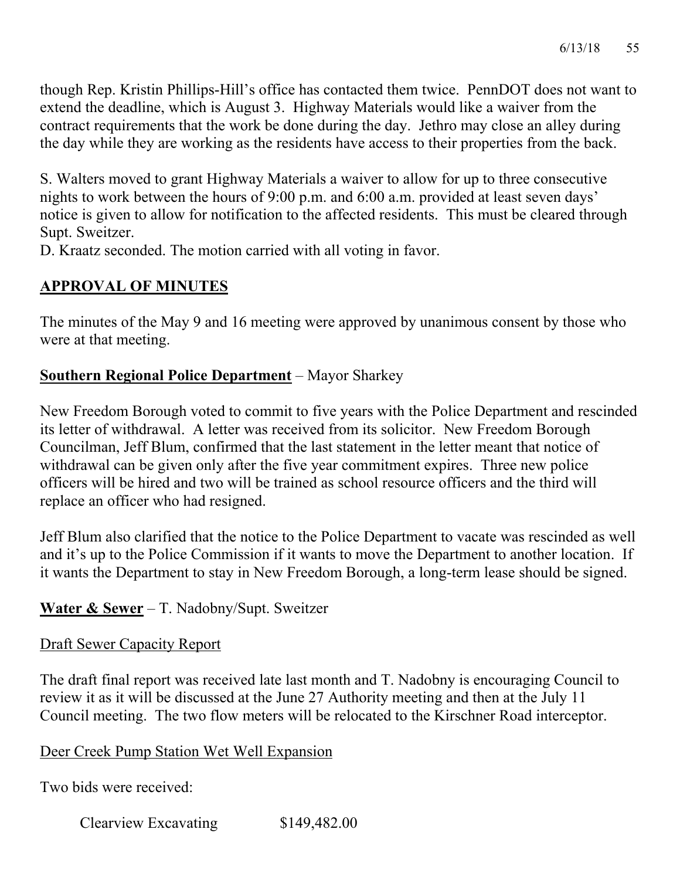though Rep. Kristin Phillips-Hill's office has contacted them twice. PennDOT does not want to extend the deadline, which is August 3. Highway Materials would like a waiver from the contract requirements that the work be done during the day. Jethro may close an alley during the day while they are working as the residents have access to their properties from the back.

S. Walters moved to grant Highway Materials a waiver to allow for up to three consecutive nights to work between the hours of 9:00 p.m. and 6:00 a.m. provided at least seven days' notice is given to allow for notification to the affected residents. This must be cleared through Supt. Sweitzer.
D. Kraatz seconded. The motion carried with all voting in favor.

## APPROVAL OF MINUTES

The minutes of the May 9 and 16 meeting were approved by unanimous consent by those who were at that meeting.

**Southern Regional Police Department** – Mayor Sharkey

New Freedom Borough voted to commit to five years with the Police Department and rescinded its letter of withdrawal. A letter was received from its solicitor. New Freedom Borough Councilman, Jeff Blum, confirmed that the last statement in the letter meant that notice of withdrawal can be given only after the five year commitment expires. Three new police officers will be hired and two will be trained as school resource officers and the third will replace an officer who had resigned.

Jeff Blum also clarified that the notice to the Police Department to vacate was rescinded as well and it's up to the Police Commission if it wants to move the Department to another location. If it wants the Department to stay in New Freedom Borough, a long-term lease should be signed.

**Water & Sewer** – T. Nadobny/Supt. Sweitzer

Draft Sewer Capacity Report

The draft final report was received late last month and T. Nadobny is encouraging Council to review it as it will be discussed at the June 27 Authority meeting and then at the July 11 Council meeting. The two flow meters will be relocated to the Kirschner Road interceptor.

Deer Creek Pump Station Wet Well Expansion

Two bids were received:

Clearview Excavating $149,482.00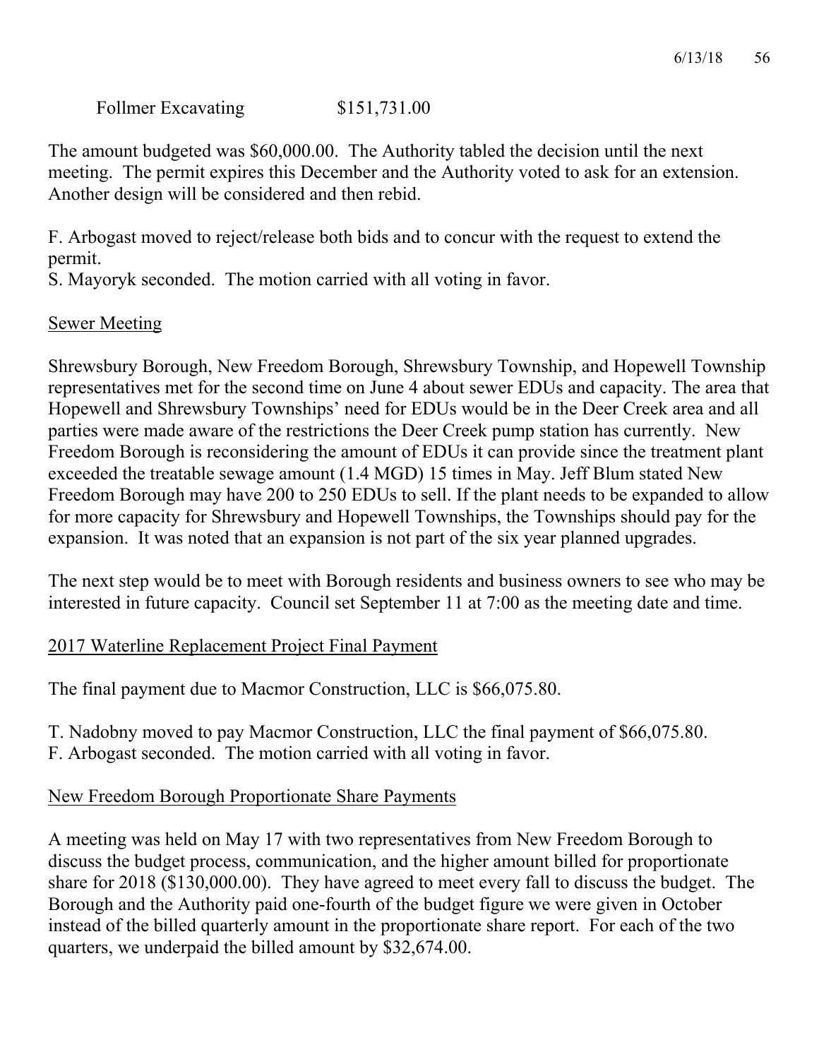Follmer Excavating $151,731.00

The amount budgeted was $60,000.00. The Authority tabled the decision until the next meeting. The permit expires this December and the Authority voted to ask for an extension. Another design will be considered and then rebid.

F. Arbogast moved to reject/release both bids and to concur with the request to extend the permit.
S. Mayoryk seconded. The motion carried with all voting in favor.

Sewer Meeting

Shrewsbury Borough, New Freedom Borough, Shrewsbury Township, and Hopewell Township representatives met for the second time on June 4 about sewer EDUs and capacity. The area that Hopewell and Shrewsbury Townships' need for EDUs would be in the Deer Creek area and all parties were made aware of the restrictions the Deer Creek pump station has currently. New Freedom Borough is reconsidering the amount of EDUs it can provide since the treatment plant exceeded the treatable sewage amount (1.4 MGD) 15 times in May. Jeff Blum stated New Freedom Borough may have 200 to 250 EDUs to sell. If the plant needs to be expanded to allow for more capacity for Shrewsbury and Hopewell Townships, the Townships should pay for the expansion. It was noted that an expansion is not part of the six year planned upgrades.

The next step would be to meet with Borough residents and business owners to see who may be interested in future capacity. Council set September 11 at 7:00 as the meeting date and time.

2017 Waterline Replacement Project Final Payment

The final payment due to Macmor Construction, LLC is $66,075.80.

T. Nadobny moved to pay Macmor Construction, LLC the final payment of $66,075.80.
F. Arbogast seconded. The motion carried with all voting in favor.

New Freedom Borough Proportionate Share Payments

A meeting was held on May 17 with two representatives from New Freedom Borough to discuss the budget process, communication, and the higher amount billed for proportionate share for 2018 ($130,000.00). They have agreed to meet every fall to discuss the budget. The Borough and the Authority paid one-fourth of the budget figure we were given in October instead of the billed quarterly amount in the proportionate share report. For each of the two quarters, we underpaid the billed amount by $32,674.00.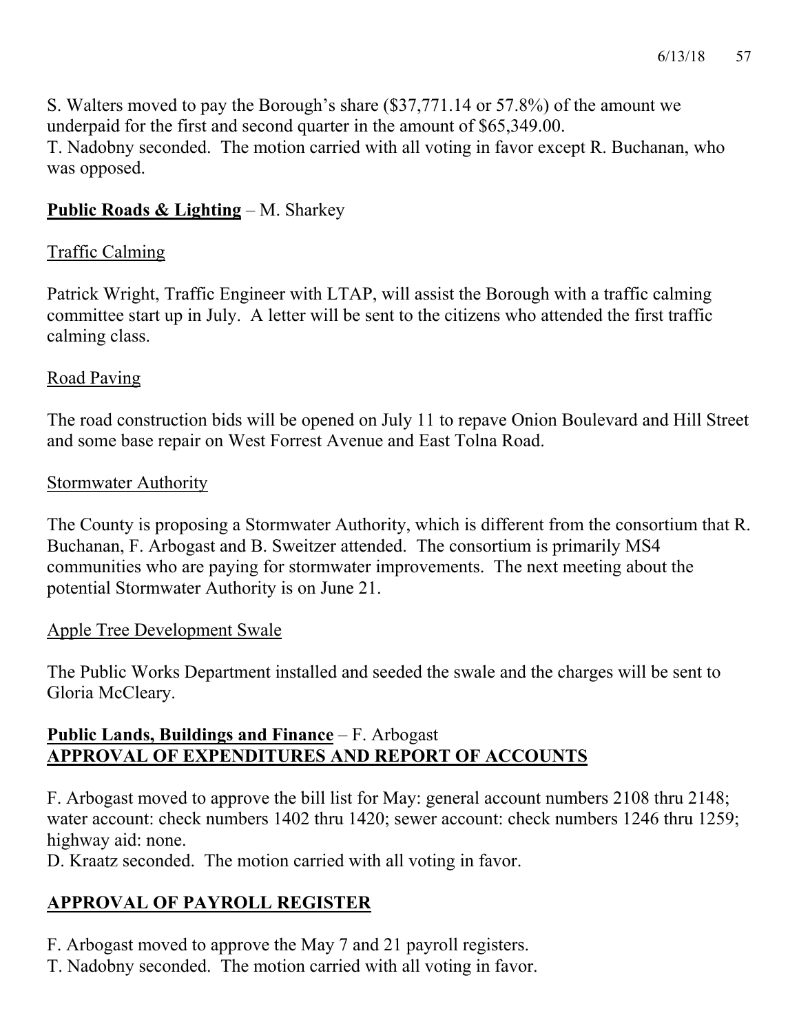S. Walters moved to pay the Borough's share ($37,771.14 or 57.8%) of the amount we underpaid for the first and second quarter in the amount of $65,349.00.
T. Nadobny seconded. The motion carried with all voting in favor except R. Buchanan, who was opposed.

**<u>Public Roads & Lighting</u>** – M. Sharkey

<u>Traffic Calming</u>

Patrick Wright, Traffic Engineer with LTAP, will assist the Borough with a traffic calming committee start up in July. A letter will be sent to the citizens who attended the first traffic calming class.

<u>Road Paving</u>

The road construction bids will be opened on July 11 to repave Onion Boulevard and Hill Street and some base repair on West Forrest Avenue and East Tolna Road.

<u>Stormwater Authority</u>

The County is proposing a Stormwater Authority, which is different from the consortium that R. Buchanan, F. Arbogast and B. Sweitzer attended. The consortium is primarily MS4 communities who are paying for stormwater improvements. The next meeting about the potential Stormwater Authority is on June 21.

<u>Apple Tree Development Swale</u>

The Public Works Department installed and seeded the swale and the charges will be sent to Gloria McCleary.

**<u>Public Lands, Buildings and Finance</u>** – F. Arbogast
**<u>APPROVAL OF EXPENDITURES AND REPORT OF ACCOUNTS</u>**

F. Arbogast moved to approve the bill list for May: general account numbers 2108 thru 2148; water account: check numbers 1402 thru 1420; sewer account: check numbers 1246 thru 1259; highway aid: none.
D. Kraatz seconded. The motion carried with all voting in favor.

**<u>APPROVAL OF PAYROLL REGISTER</u>**

F. Arbogast moved to approve the May 7 and 21 payroll registers.
T. Nadobny seconded. The motion carried with all voting in favor.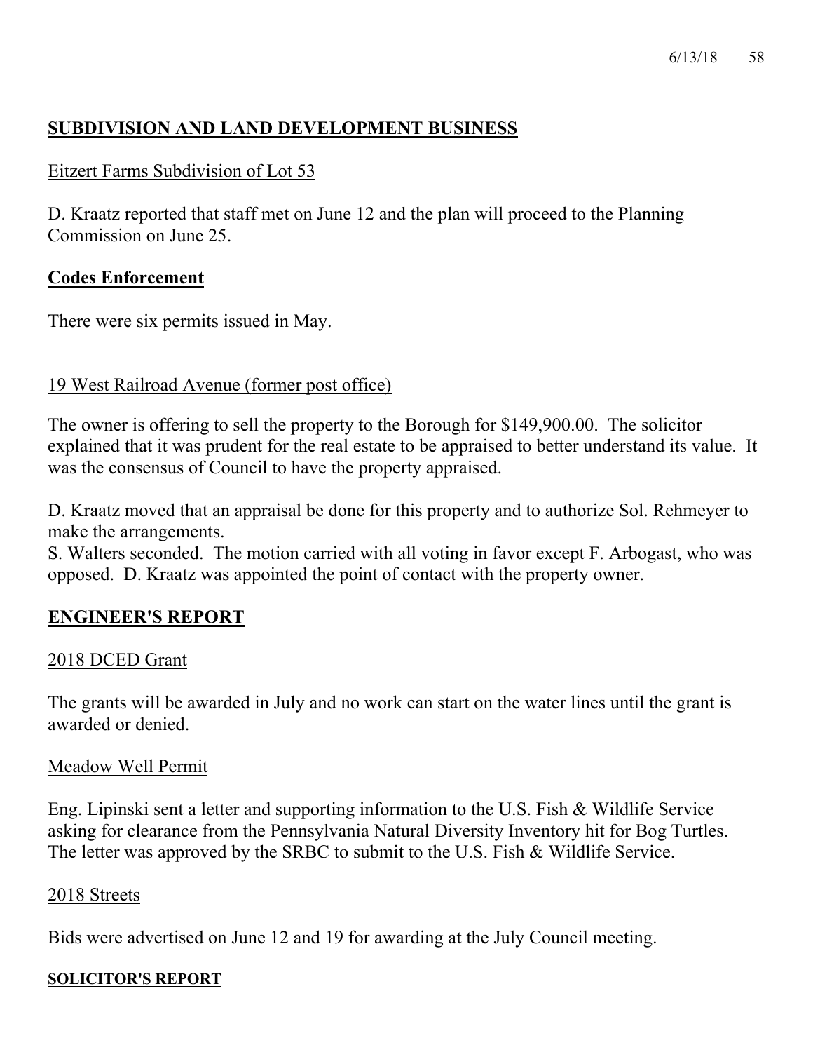## SUBDIVISION AND LAND DEVELOPMENT BUSINESS

Eitzert Farms Subdivision of Lot 53

D. Kraatz reported that staff met on June 12 and the plan will proceed to the Planning Commission on June 25.

## Codes Enforcement

There were six permits issued in May.

19 West Railroad Avenue (former post office)

The owner is offering to sell the property to the Borough for $149,900.00. The solicitor explained that it was prudent for the real estate to be appraised to better understand its value. It was the consensus of Council to have the property appraised.

D. Kraatz moved that an appraisal be done for this property and to authorize Sol. Rehmeyer to make the arrangements.
S. Walters seconded. The motion carried with all voting in favor except F. Arbogast, who was opposed. D. Kraatz was appointed the point of contact with the property owner.

## ENGINEER'S REPORT

2018 DCED Grant

The grants will be awarded in July and no work can start on the water lines until the grant is awarded or denied.

Meadow Well Permit

Eng. Lipinski sent a letter and supporting information to the U.S. Fish & Wildlife Service asking for clearance from the Pennsylvania Natural Diversity Inventory hit for Bog Turtles. The letter was approved by the SRBC to submit to the U.S. Fish & Wildlife Service.

2018 Streets

Bids were advertised on June 12 and 19 for awarding at the July Council meeting.

## SOLICITOR'S REPORT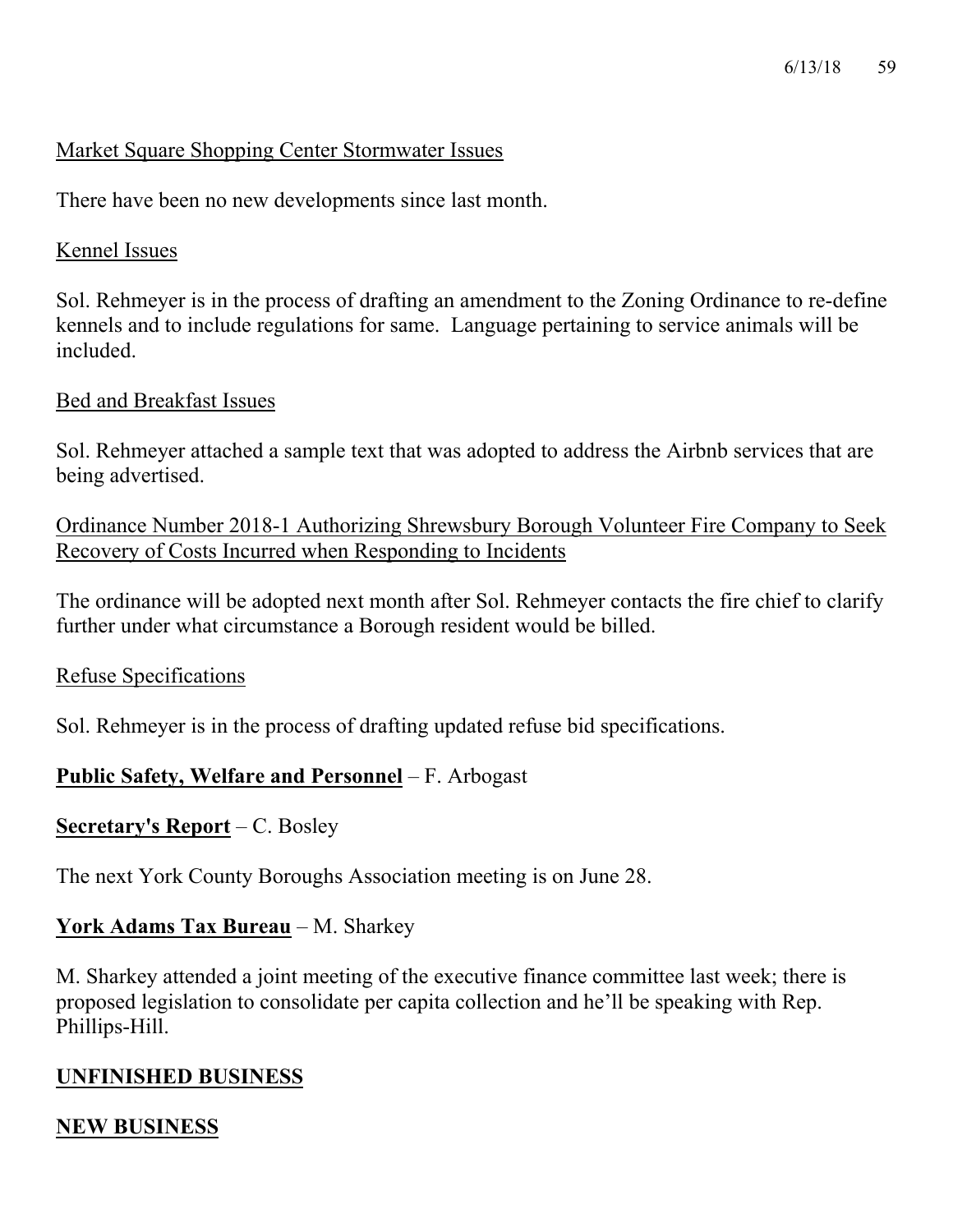Market Square Shopping Center Stormwater Issues

There have been no new developments since last month.

Kennel Issues

Sol. Rehmeyer is in the process of drafting an amendment to the Zoning Ordinance to re-define kennels and to include regulations for same. Language pertaining to service animals will be included.

Bed and Breakfast Issues

Sol. Rehmeyer attached a sample text that was adopted to address the Airbnb services that are being advertised.

Ordinance Number 2018-1 Authorizing Shrewsbury Borough Volunteer Fire Company to Seek Recovery of Costs Incurred when Responding to Incidents

The ordinance will be adopted next month after Sol. Rehmeyer contacts the fire chief to clarify further under what circumstance a Borough resident would be billed.

Refuse Specifications

Sol. Rehmeyer is in the process of drafting updated refuse bid specifications.

**Public Safety, Welfare and Personnel** – F. Arbogast

**Secretary's Report** – C. Bosley

The next York County Boroughs Association meeting is on June 28.

**York Adams Tax Bureau** – M. Sharkey

M. Sharkey attended a joint meeting of the executive finance committee last week; there is proposed legislation to consolidate per capita collection and he'll be speaking with Rep. Phillips-Hill.

## UNFINISHED BUSINESS

## NEW BUSINESS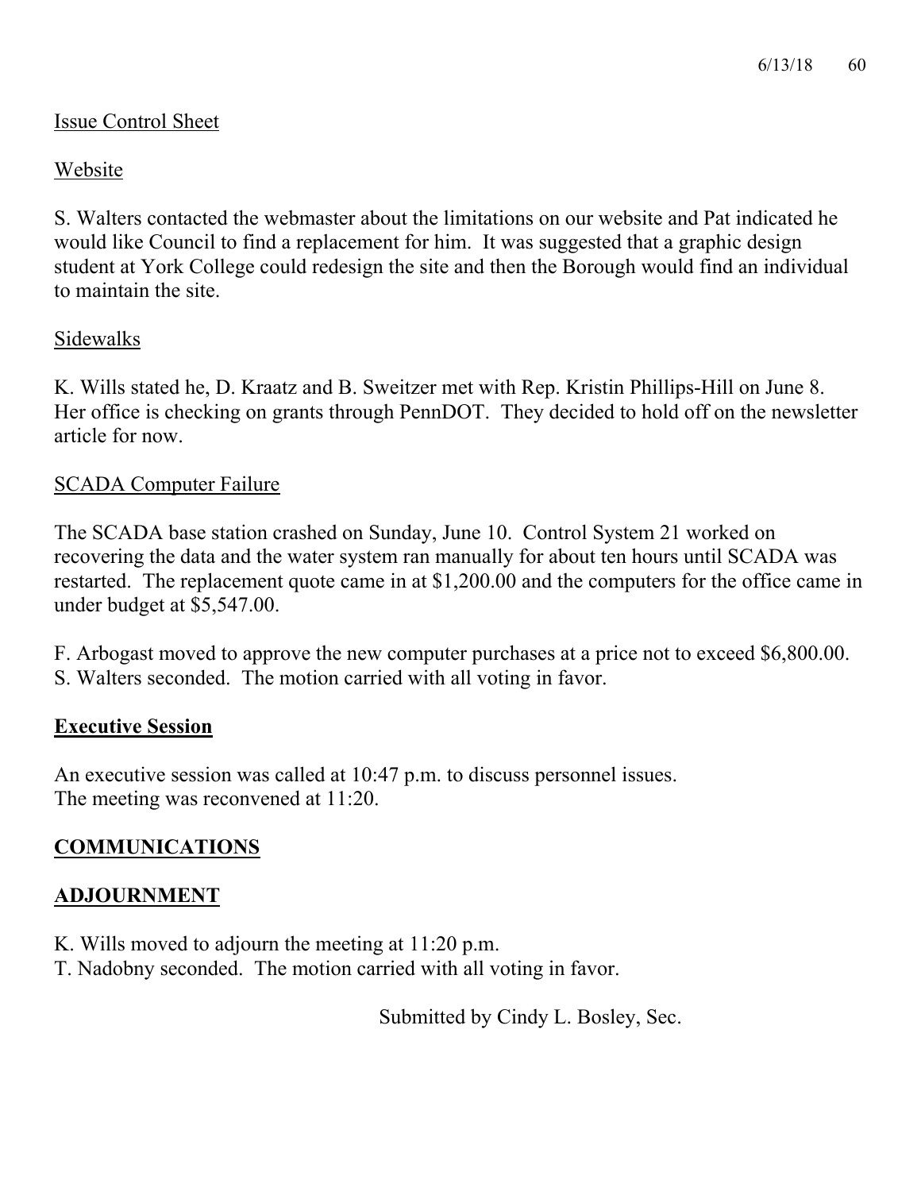Issue Control Sheet

Website

S. Walters contacted the webmaster about the limitations on our website and Pat indicated he would like Council to find a replacement for him. It was suggested that a graphic design student at York College could redesign the site and then the Borough would find an individual to maintain the site.

Sidewalks

K. Wills stated he, D. Kraatz and B. Sweitzer met with Rep. Kristin Phillips-Hill on June 8. Her office is checking on grants through PennDOT. They decided to hold off on the newsletter article for now.

SCADA Computer Failure

The SCADA base station crashed on Sunday, June 10. Control System 21 worked on recovering the data and the water system ran manually for about ten hours until SCADA was restarted. The replacement quote came in at $1,200.00 and the computers for the office came in under budget at $5,547.00.

F. Arbogast moved to approve the new computer purchases at a price not to exceed $6,800.00. S. Walters seconded. The motion carried with all voting in favor.

## Executive Session

An executive session was called at 10:47 p.m. to discuss personnel issues.
The meeting was reconvened at 11:20.

## COMMUNICATIONS

## ADJOURNMENT

K. Wills moved to adjourn the meeting at 11:20 p.m.
T. Nadobny seconded. The motion carried with all voting in favor.

Submitted by Cindy L. Bosley, Sec.